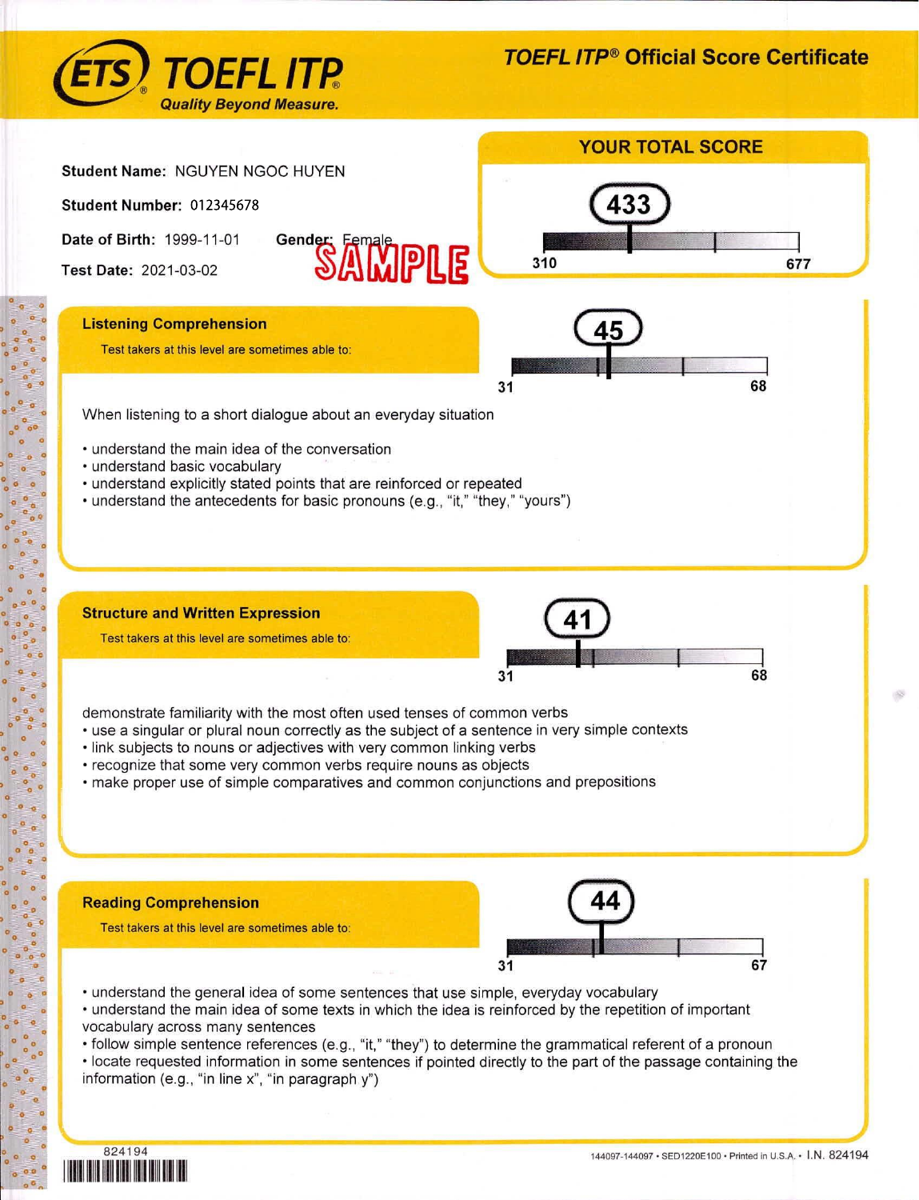# ETS TOEFL ITP®

*Quality Beyond Measure.*

## TOEFL ITP® Official Score Certificate

**Student Name:** NGUYEN NGOC HUYEN

**Student Number:** 012345678

**Date of Birth:** 1999-11-01 **Gender:** Female

**Test Date:** 2021-03-02

SAMPLE

### YOUR TOTAL SCORE

433

310 677

### Listening Comprehension

Test takers at this level are sometimes able to:

45

31 68

When listening to a short dialogue about an everyday situation

- understand the main idea of the conversation
- understand basic vocabulary
- understand explicitly stated points that are reinforced or repeated
- understand the antecedents for basic pronouns (e.g., "it," "they," "yours")

### Structure and Written Expression

Test takers at this level are sometimes able to:

41

31 68

demonstrate familiarity with the most often used tenses of common verbs

- use a singular or plural noun correctly as the subject of a sentence in very simple contexts
- link subjects to nouns or adjectives with very common linking verbs
- recognize that some very common verbs require nouns as objects
- make proper use of simple comparatives and common conjunctions and prepositions

### Reading Comprehension

Test takers at this level are sometimes able to:

44

31 67

- understand the general idea of some sentences that use simple, everyday vocabulary
- understand the main idea of some texts in which the idea is reinforced by the repetition of important vocabulary across many sentences
- follow simple sentence references (e.g., "it," "they") to determine the grammatical referent of a pronoun
- locate requested information in some sentences if pointed directly to the part of the passage containing the information (e.g., "in line x", "in paragraph y")

824194

144097-144097 • SED1220E100 • Printed in U.S.A. • I.N. 824194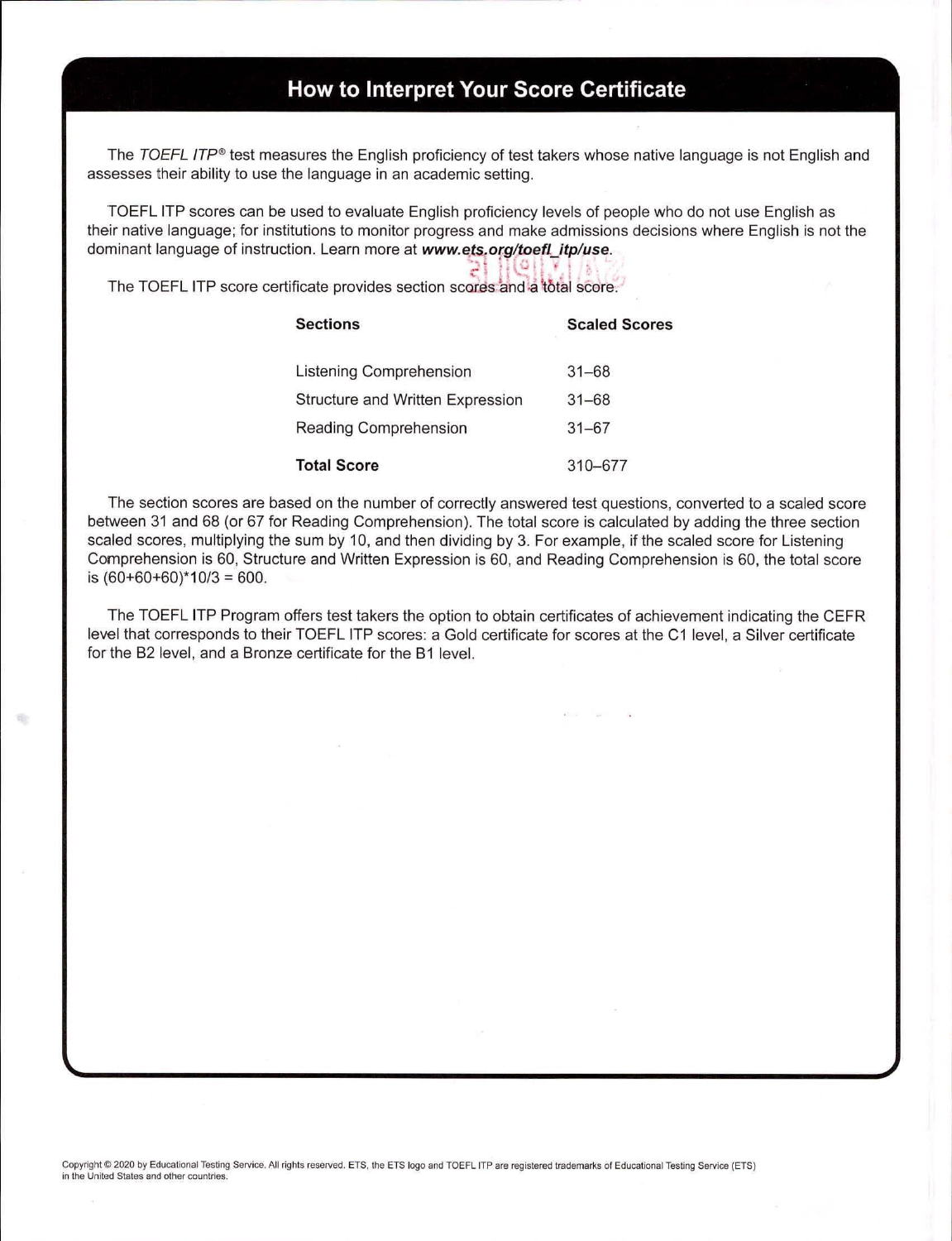# How to Interpret Your Score Certificate

The *TOEFL ITP*® test measures the English proficiency of test takers whose native language is not English and assesses their ability to use the language in an academic setting.

TOEFL ITP scores can be used to evaluate English proficiency levels of people who do not use English as their native language; for institutions to monitor progress and make admissions decisions where English is not the dominant language of instruction. Learn more at ***www.ets.org/toefl_itp/use***.

The TOEFL ITP score certificate provides section scores and a total score.

| Sections | Scaled Scores |
|---|---|
| Listening Comprehension | 31–68 |
| Structure and Written Expression | 31–68 |
| Reading Comprehension | 31–67 |
| **Total Score** | 310–677 |

The section scores are based on the number of correctly answered test questions, converted to a scaled score between 31 and 68 (or 67 for Reading Comprehension). The total score is calculated by adding the three section scaled scores, multiplying the sum by 10, and then dividing by 3. For example, if the scaled score for Listening Comprehension is 60, Structure and Written Expression is 60, and Reading Comprehension is 60, the total score is (60+60+60)*10/3 = 600.

The TOEFL ITP Program offers test takers the option to obtain certificates of achievement indicating the CEFR level that corresponds to their TOEFL ITP scores: a Gold certificate for scores at the C1 level, a Silver certificate for the B2 level, and a Bronze certificate for the B1 level.

Copyright © 2020 by Educational Testing Service. All rights reserved. ETS, the ETS logo and TOEFL ITP are registered trademarks of Educational Testing Service (ETS) in the United States and other countries.